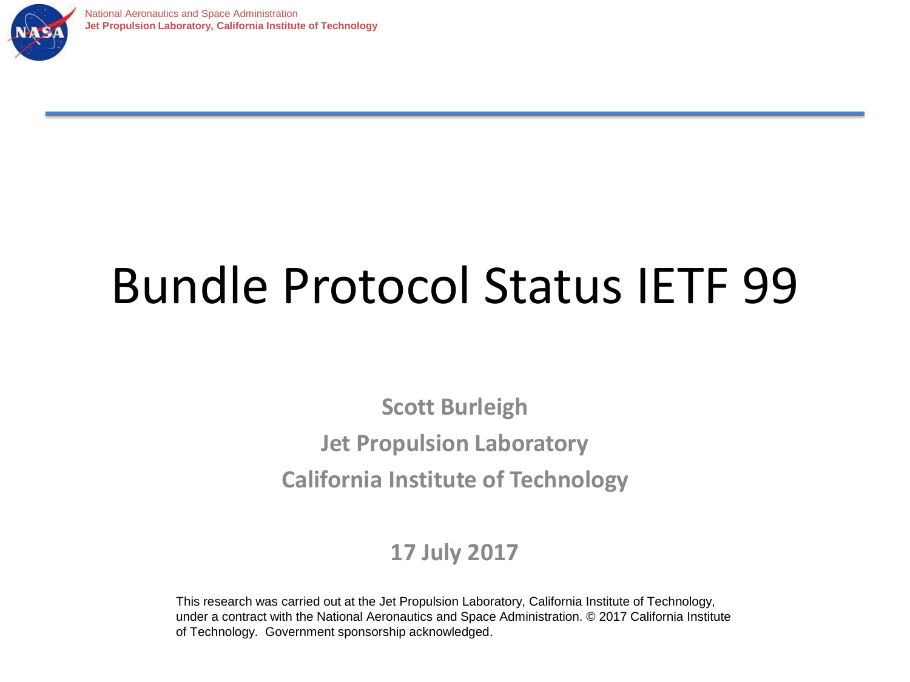National Aeronautics and Space Administration
**Jet Propulsion Laboratory, California Institute of Technology**

# Bundle Protocol Status IETF 99

**Scott Burleigh**

**Jet Propulsion Laboratory**

**California Institute of Technology**

**17 July 2017**

This research was carried out at the Jet Propulsion Laboratory, California Institute of Technology, under a contract with the National Aeronautics and Space Administration. © 2017 California Institute of Technology. Government sponsorship acknowledged.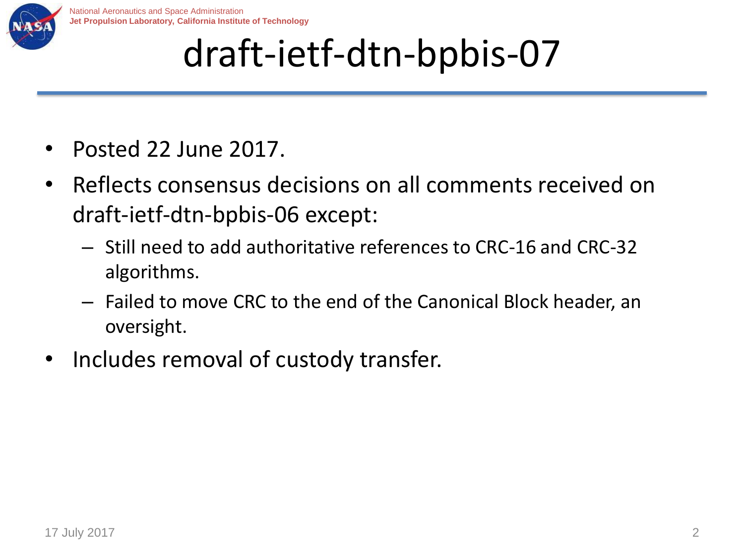# draft-ietf-dtn-bpbis-07

- Posted 22 June 2017.
- Reflects consensus decisions on all comments received on draft-ietf-dtn-bpbis-06 except:
  - Still need to add authoritative references to CRC-16 and CRC-32 algorithms.
  - Failed to move CRC to the end of the Canonical Block header, an oversight.
- Includes removal of custody transfer.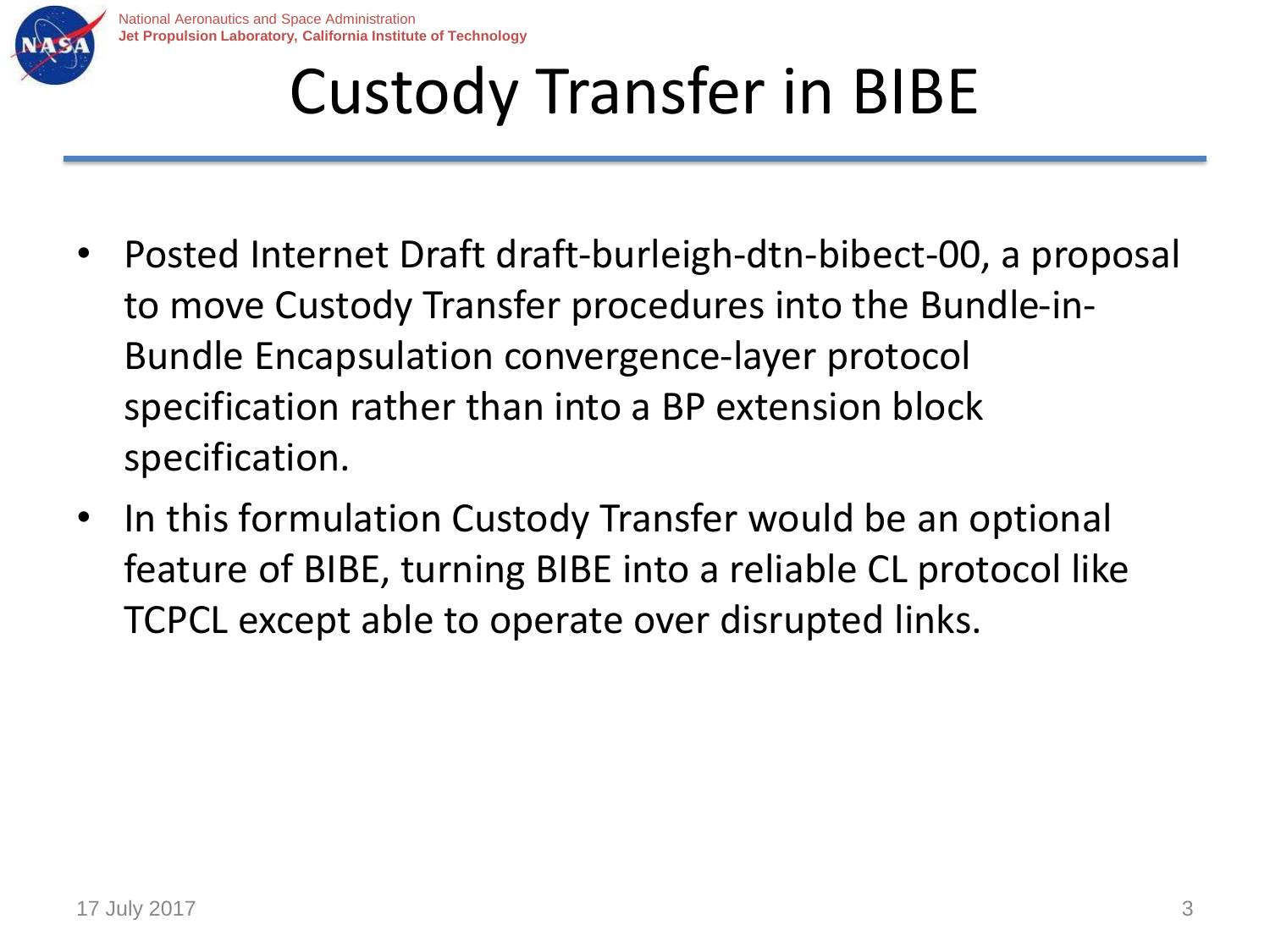# Custody Transfer in BIBE

- Posted Internet Draft draft-burleigh-dtn-bibect-00, a proposal to move Custody Transfer procedures into the Bundle-in-Bundle Encapsulation convergence-layer protocol specification rather than into a BP extension block specification.
- In this formulation Custody Transfer would be an optional feature of BIBE, turning BIBE into a reliable CL protocol like TCPCL except able to operate over disrupted links.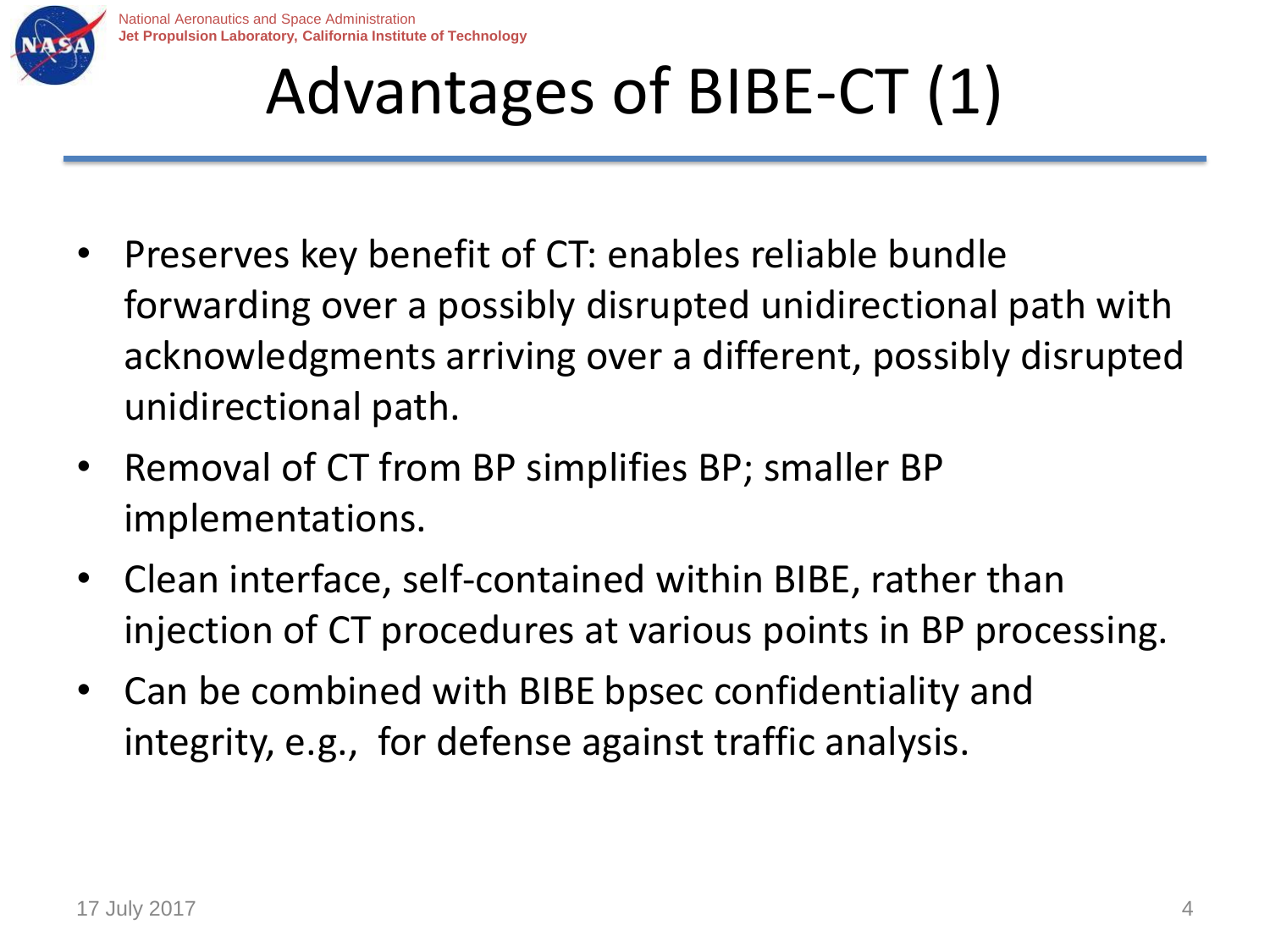# Advantages of BIBE-CT (1)

- Preserves key benefit of CT: enables reliable bundle forwarding over a possibly disrupted unidirectional path with acknowledgments arriving over a different, possibly disrupted unidirectional path.
- Removal of CT from BP simplifies BP; smaller BP implementations.
- Clean interface, self-contained within BIBE, rather than injection of CT procedures at various points in BP processing.
- Can be combined with BIBE bpsec confidentiality and integrity, e.g., for defense against traffic analysis.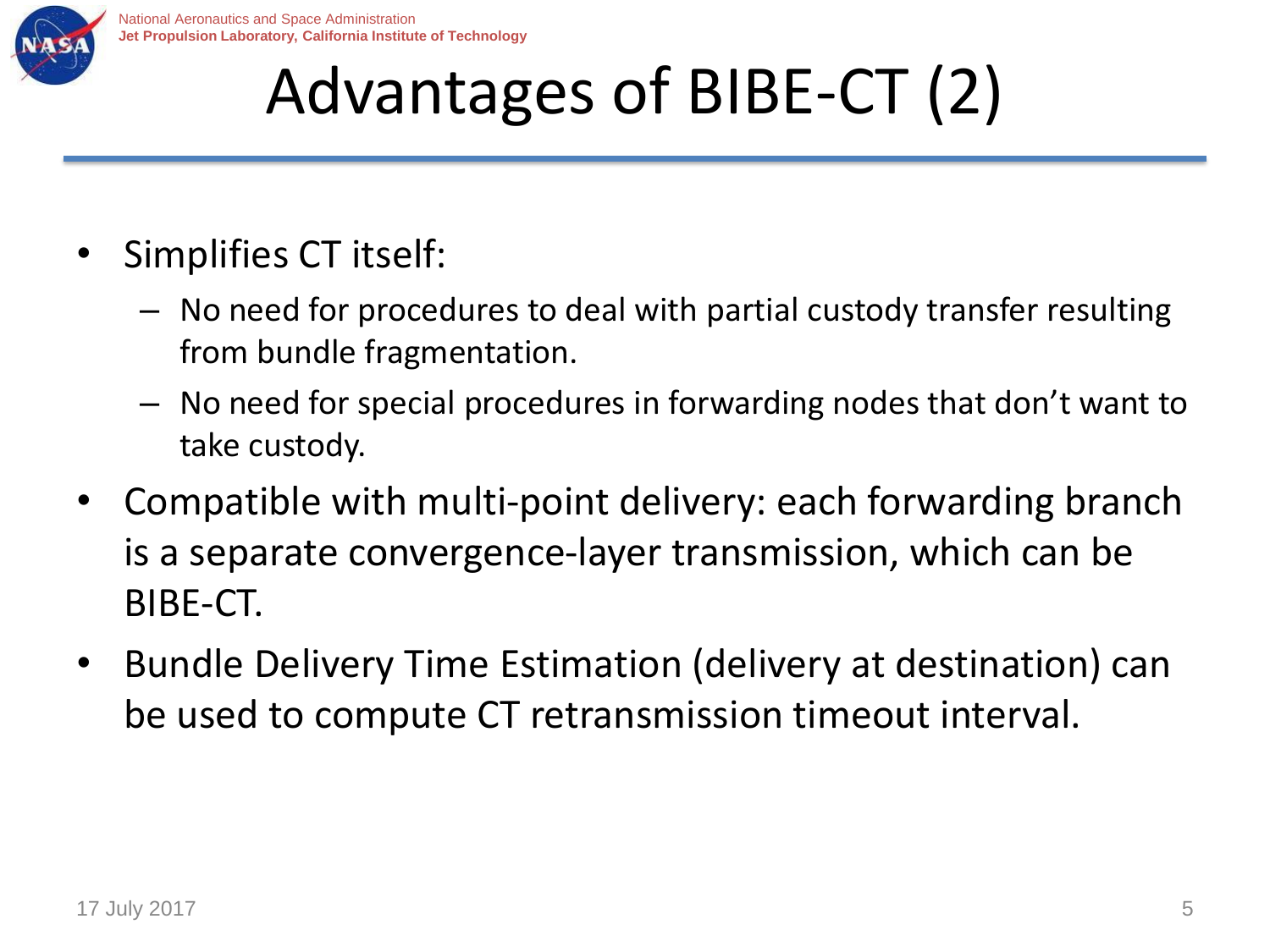# Advantages of BIBE-CT (2)

- Simplifies CT itself:
  - No need for procedures to deal with partial custody transfer resulting from bundle fragmentation.
  - No need for special procedures in forwarding nodes that don’t want to take custody.
- Compatible with multi-point delivery: each forwarding branch is a separate convergence-layer transmission, which can be BIBE-CT.
- Bundle Delivery Time Estimation (delivery at destination) can be used to compute CT retransmission timeout interval.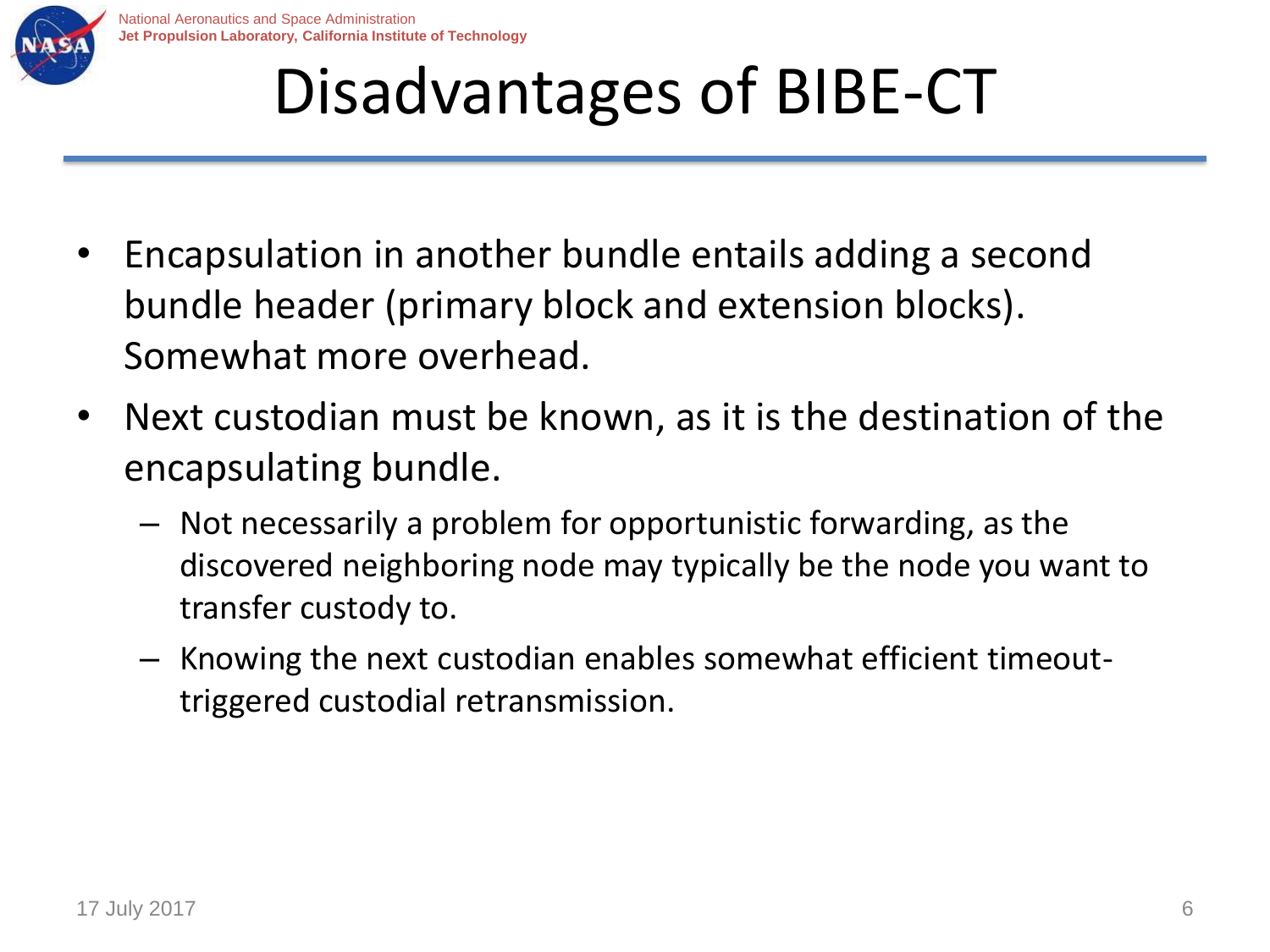# Disadvantages of BIBE-CT

- Encapsulation in another bundle entails adding a second bundle header (primary block and extension blocks). Somewhat more overhead.
- Next custodian must be known, as it is the destination of the encapsulating bundle.
  - Not necessarily a problem for opportunistic forwarding, as the discovered neighboring node may typically be the node you want to transfer custody to.
  - Knowing the next custodian enables somewhat efficient timeout-triggered custodial retransmission.